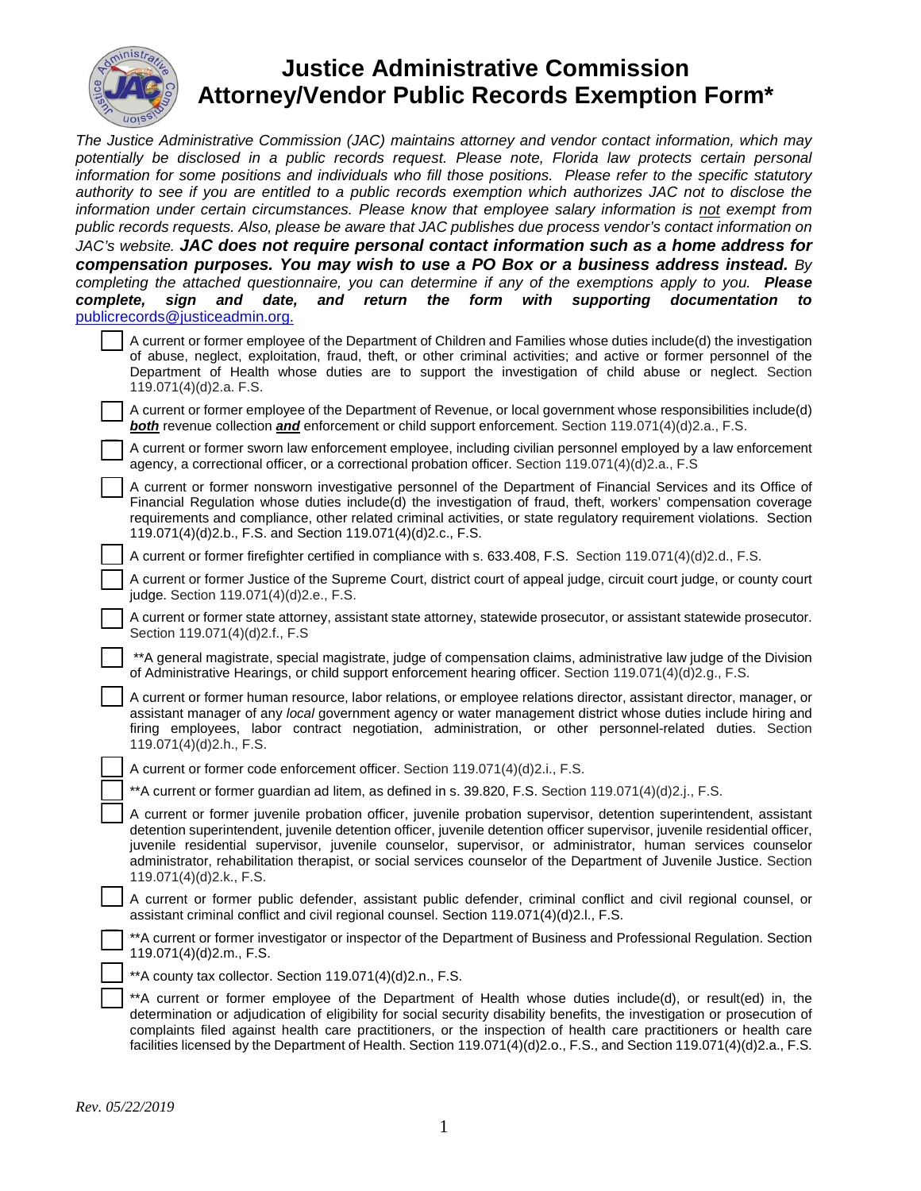# Justice Administrative Commission Attorney/Vendor Public Records Exemption Form*

*The Justice Administrative Commission (JAC) maintains attorney and vendor contact information, which may potentially be disclosed in a public records request. Please note, Florida law protects certain personal information for some positions and individuals who fill those positions. Please refer to the specific statutory authority to see if you are entitled to a public records exemption which authorizes JAC not to disclose the information under certain circumstances. Please know that employee salary information is not exempt from public records requests. Also, please be aware that JAC publishes due process vendor's contact information on JAC's website.* ***JAC does not require personal contact information such as a home address for compensation purposes. You may wish to use a PO Box or a business address instead.*** *By completing the attached questionnaire, you can determine if any of the exemptions apply to you.* ***Please complete, sign and date, and return the form with supporting documentation to*** publicrecords@justiceadmin.org.

- ☐ A current or former employee of the Department of Children and Families whose duties include(d) the investigation of abuse, neglect, exploitation, fraud, theft, or other criminal activities; and active or former personnel of the Department of Health whose duties are to support the investigation of child abuse or neglect. Section 119.071(4)(d)2.a. F.S.
- ☐ A current or former employee of the Department of Revenue, or local government whose responsibilities include(d) ***both*** revenue collection ***and*** enforcement or child support enforcement. Section 119.071(4)(d)2.a., F.S.
- ☐ A current or former sworn law enforcement employee, including civilian personnel employed by a law enforcement agency, a correctional officer, or a correctional probation officer. Section 119.071(4)(d)2.a., F.S
- ☐ A current or former nonsworn investigative personnel of the Department of Financial Services and its Office of Financial Regulation whose duties include(d) the investigation of fraud, theft, workers' compensation coverage requirements and compliance, other related criminal activities, or state regulatory requirement violations. Section 119.071(4)(d)2.b., F.S. and Section 119.071(4)(d)2.c., F.S.
- ☐ A current or former firefighter certified in compliance with s. 633.408, F.S. Section 119.071(4)(d)2.d., F.S.
- ☐ A current or former Justice of the Supreme Court, district court of appeal judge, circuit court judge, or county court judge. Section 119.071(4)(d)2.e., F.S.
- ☐ A current or former state attorney, assistant state attorney, statewide prosecutor, or assistant statewide prosecutor. Section 119.071(4)(d)2.f., F.S
- ☐ **A general magistrate, special magistrate, judge of compensation claims, administrative law judge of the Division of Administrative Hearings, or child support enforcement hearing officer. Section 119.071(4)(d)2.g., F.S.
- ☐ A current or former human resource, labor relations, or employee relations director, assistant director, manager, or assistant manager of any *local* government agency or water management district whose duties include hiring and firing employees, labor contract negotiation, administration, or other personnel-related duties. Section 119.071(4)(d)2.h., F.S.
- ☐ A current or former code enforcement officer. Section 119.071(4)(d)2.i., F.S.
- ☐ **A current or former guardian ad litem, as defined in s. 39.820, F.S. Section 119.071(4)(d)2.j., F.S.
- ☐ A current or former juvenile probation officer, juvenile probation supervisor, detention superintendent, assistant detention superintendent, juvenile detention officer, juvenile detention officer supervisor, juvenile residential officer, juvenile residential supervisor, juvenile counselor, supervisor, or administrator, human services counselor administrator, rehabilitation therapist, or social services counselor of the Department of Juvenile Justice. Section 119.071(4)(d)2.k., F.S.
- ☐ A current or former public defender, assistant public defender, criminal conflict and civil regional counsel, or assistant criminal conflict and civil regional counsel. Section 119.071(4)(d)2.l., F.S.
- ☐ **A current or former investigator or inspector of the Department of Business and Professional Regulation. Section 119.071(4)(d)2.m., F.S.
- ☐ **A county tax collector. Section 119.071(4)(d)2.n., F.S.
- ☐ **A current or former employee of the Department of Health whose duties include(d), or result(ed) in, the determination or adjudication of eligibility for social security disability benefits, the investigation or prosecution of complaints filed against health care practitioners, or the inspection of health care practitioners or health care facilities licensed by the Department of Health. Section 119.071(4)(d)2.o., F.S., and Section 119.071(4)(d)2.a., F.S.

*Rev. 05/22/2019*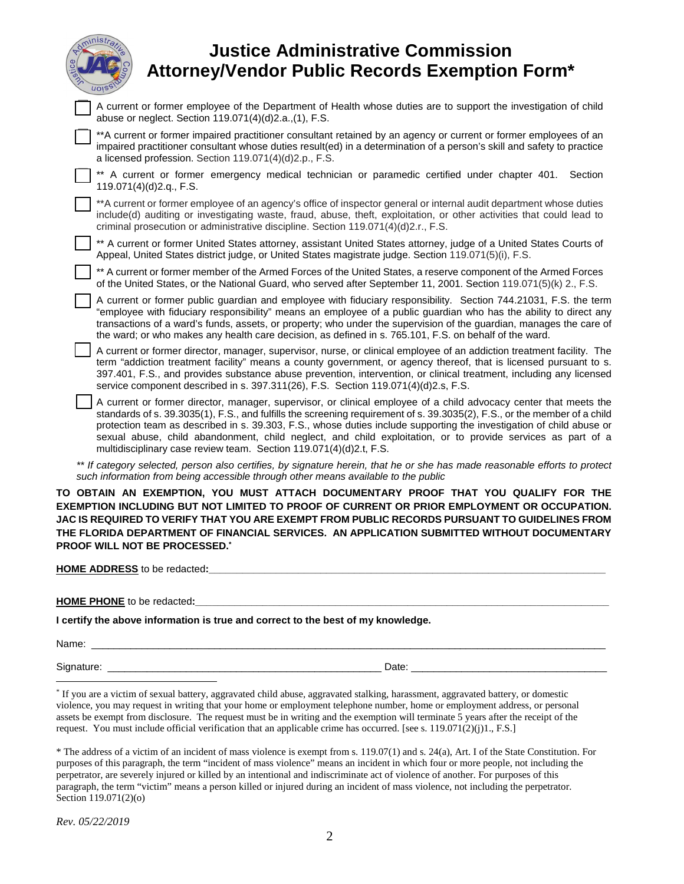# Justice Administrative Commission Attorney/Vendor Public Records Exemption Form*

- ☐ A current or former employee of the Department of Health whose duties are to support the investigation of child abuse or neglect. Section 119.071(4)(d)2.a.,(1), F.S.
- ☐ **A current or former impaired practitioner consultant retained by an agency or current or former employees of an impaired practitioner consultant whose duties result(ed) in a determination of a person's skill and safety to practice a licensed profession. Section 119.071(4)(d)2.p., F.S.
- ☐ ** A current or former emergency medical technician or paramedic certified under chapter 401. Section 119.071(4)(d)2.q., F.S.
- ☐ **A current or former employee of an agency's office of inspector general or internal audit department whose duties include(d) auditing or investigating waste, fraud, abuse, theft, exploitation, or other activities that could lead to criminal prosecution or administrative discipline. Section 119.071(4)(d)2.r., F.S.
- ☐ ** A current or former United States attorney, assistant United States attorney, judge of a United States Courts of Appeal, United States district judge, or United States magistrate judge. Section 119.071(5)(i), F.S.
- ☐ ** A current or former member of the Armed Forces of the United States, a reserve component of the Armed Forces of the United States, or the National Guard, who served after September 11, 2001. Section 119.071(5)(k) 2., F.S.
- ☐ A current or former public guardian and employee with fiduciary responsibility. Section 744.21031, F.S. the term "employee with fiduciary responsibility" means an employee of a public guardian who has the ability to direct any transactions of a ward's funds, assets, or property; who under the supervision of the guardian, manages the care of the ward; or who makes any health care decision, as defined in s. 765.101, F.S. on behalf of the ward.
- ☐ A current or former director, manager, supervisor, nurse, or clinical employee of an addiction treatment facility. The term "addiction treatment facility" means a county government, or agency thereof, that is licensed pursuant to s. 397.401, F.S., and provides substance abuse prevention, intervention, or clinical treatment, including any licensed service component described in s. 397.311(26), F.S. Section 119.071(4)(d)2.s, F.S.
- ☐ A current or former director, manager, supervisor, or clinical employee of a child advocacy center that meets the standards of s. 39.3035(1), F.S., and fulfills the screening requirement of s. 39.3035(2), F.S., or the member of a child protection team as described in s. 39.303, F.S., whose duties include supporting the investigation of child abuse or sexual abuse, child abandonment, child neglect, and child exploitation, or to provide services as part of a multidisciplinary case review team. Section 119.071(4)(d)2.t, F.S.

*** If category selected, person also certifies, by signature herein, that he or she has made reasonable efforts to protect such information from being accessible through other means available to the public*

**TO OBTAIN AN EXEMPTION, YOU MUST ATTACH DOCUMENTARY PROOF THAT YOU QUALIFY FOR THE EXEMPTION INCLUDING BUT NOT LIMITED TO PROOF OF CURRENT OR PRIOR EMPLOYMENT OR OCCUPATION. JAC IS REQUIRED TO VERIFY THAT YOU ARE EXEMPT FROM PUBLIC RECORDS PURSUANT TO GUIDELINES FROM THE FLORIDA DEPARTMENT OF FINANCIAL SERVICES. AN APPLICATION SUBMITTED WITHOUT DOCUMENTARY PROOF WILL NOT BE PROCESSED.***

**HOME ADDRESS** to be redacted**:**\_\_\_\_\_\_\_\_\_\_\_\_\_\_\_\_\_\_\_\_\_\_\_\_\_\_\_\_\_\_\_\_\_\_\_\_\_\_\_\_\_\_\_\_\_\_\_\_

**HOME PHONE** to be redacted**:**\_\_\_\_\_\_\_\_\_\_\_\_\_\_\_\_\_\_\_\_\_\_\_\_\_\_\_\_\_\_\_\_\_\_\_\_\_\_\_\_\_\_\_\_\_\_\_\_

**I certify the above information is true and correct to the best of my knowledge.**

Name: \_\_\_\_\_\_\_\_\_\_\_\_\_\_\_\_\_\_\_\_\_\_\_\_\_\_\_\_\_\_\_\_\_\_\_\_\_\_\_\_\_\_\_\_\_\_\_\_\_\_\_\_\_\_\_\_\_\_

Signature: \_\_\_\_\_\_\_\_\_\_\_\_\_\_\_\_\_\_\_\_\_\_\_\_\_\_\_\_\_\_\_\_ Date: \_\_\_\_\_\_\_\_\_\_\_\_\_\_\_\_\_\_\_\_\_\_\_\_

---

* If you are a victim of sexual battery, aggravated child abuse, aggravated stalking, harassment, aggravated battery, or domestic violence, you may request in writing that your home or employment telephone number, home or employment address, or personal assets be exempt from disclosure. The request must be in writing and the exemption will terminate 5 years after the receipt of the request. You must include official verification that an applicable crime has occurred. [see s. 119.071(2)(j)1., F.S.]

* The address of a victim of an incident of mass violence is exempt from s. 119.07(1) and s. 24(a), Art. I of the State Constitution. For purposes of this paragraph, the term "incident of mass violence" means an incident in which four or more people, not including the perpetrator, are severely injured or killed by an intentional and indiscriminate act of violence of another. For purposes of this paragraph, the term "victim" means a person killed or injured during an incident of mass violence, not including the perpetrator. Section 119.071(2)(o)

*Rev. 05/22/2019*